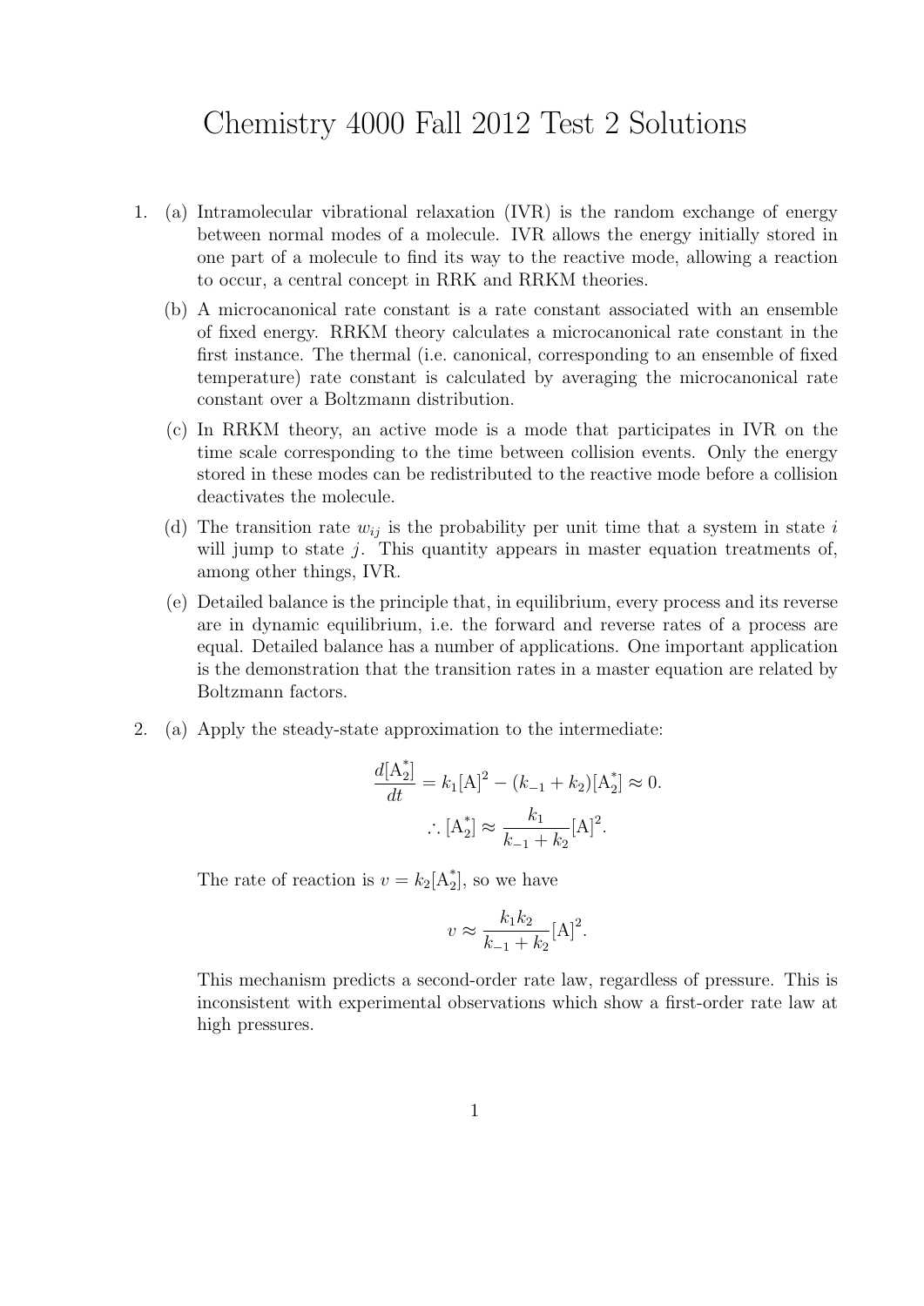# Chemistry 4000 Fall 2012 Test 2 Solutions

1. (a) Intramolecular vibrational relaxation (IVR) is the random exchange of energy between normal modes of a molecule. IVR allows the energy initially stored in one part of a molecule to find its way to the reactive mode, allowing a reaction to occur, a central concept in RRK and RRKM theories.

   (b) A microcanonical rate constant is a rate constant associated with an ensemble of fixed energy. RRKM theory calculates a microcanonical rate constant in the first instance. The thermal (i.e. canonical, corresponding to an ensemble of fixed temperature) rate constant is calculated by averaging the microcanonical rate constant over a Boltzmann distribution.

   (c) In RRKM theory, an active mode is a mode that participates in IVR on the time scale corresponding to the time between collision events. Only the energy stored in these modes can be redistributed to the reactive mode before a collision deactivates the molecule.

   (d) The transition rate $w_{ij}$ is the probability per unit time that a system in state $i$ will jump to state $j$. This quantity appears in master equation treatments of, among other things, IVR.

   (e) Detailed balance is the principle that, in equilibrium, every process and its reverse are in dynamic equilibrium, i.e. the forward and reverse rates of a process are equal. Detailed balance has a number of applications. One important application is the demonstration that the transition rates in a master equation are related by Boltzmann factors.

2. (a) Apply the steady-state approximation to the intermediate:

$$\frac{d[\mathrm{A}_2^*]}{dt} = k_1[\mathrm{A}]^2 - (k_{-1} + k_2)[\mathrm{A}_2^*] \approx 0.$$

$$\therefore [\mathrm{A}_2^*] \approx \frac{k_1}{k_{-1} + k_2}[\mathrm{A}]^2.$$

   The rate of reaction is $v = k_2[\mathrm{A}_2^*]$, so we have

$$v \approx \frac{k_1 k_2}{k_{-1} + k_2}[\mathrm{A}]^2.$$

   This mechanism predicts a second-order rate law, regardless of pressure. This is inconsistent with experimental observations which show a first-order rate law at high pressures.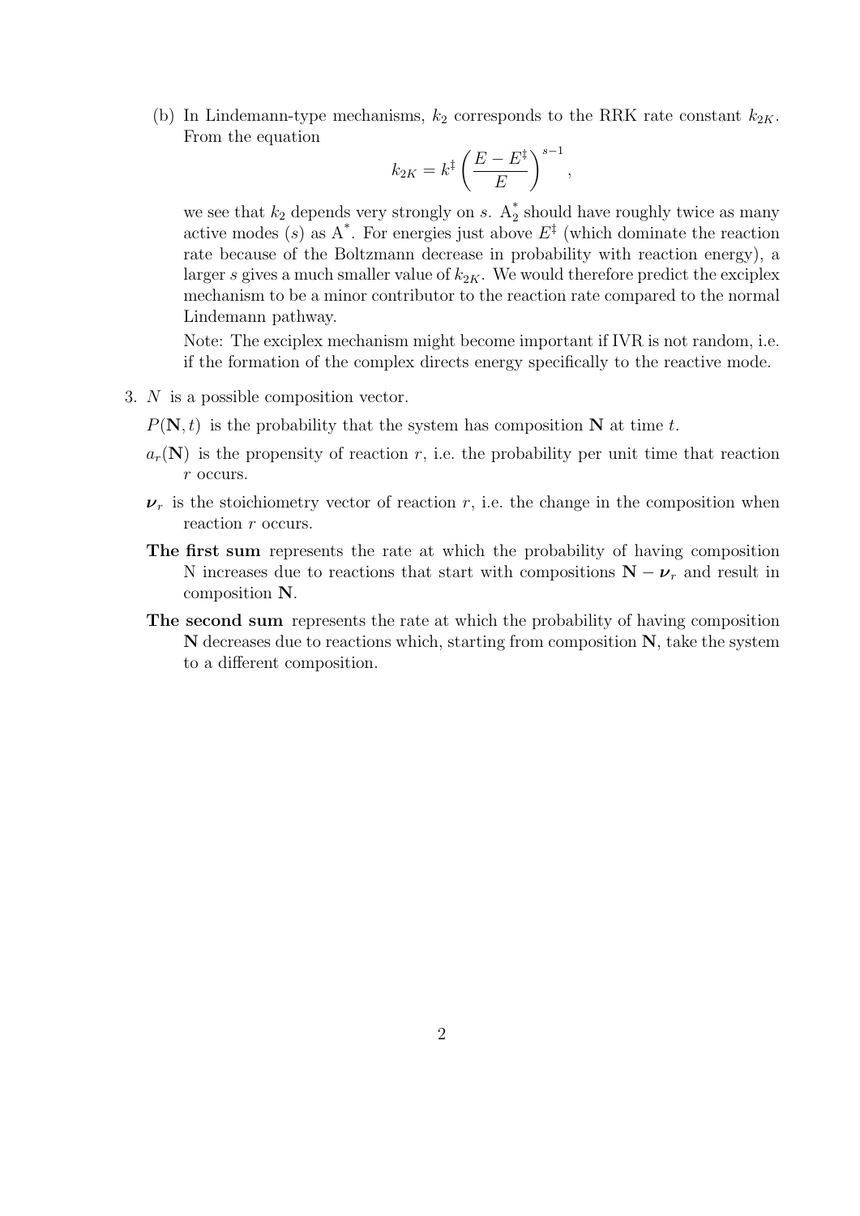(b) In Lindemann-type mechanisms, $k_2$ corresponds to the RRK rate constant $k_{2K}$. From the equation

$$k_{2K} = k^{\ddagger} \left( \frac{E - E^{\ddagger}}{E} \right)^{s-1},$$

we see that $k_2$ depends very strongly on $s$. $A_2^*$ should have roughly twice as many active modes ($s$) as $A^*$. For energies just above $E^{\ddagger}$ (which dominate the reaction rate because of the Boltzmann decrease in probability with reaction energy), a larger $s$ gives a much smaller value of $k_{2K}$. We would therefore predict the exciplex mechanism to be a minor contributor to the reaction rate compared to the normal Lindemann pathway.

Note: The exciplex mechanism might become important if IVR is not random, i.e. if the formation of the complex directs energy specifically to the reactive mode.

3. $N$ is a possible composition vector.

   $P(\mathbf{N}, t)$ is the probability that the system has composition $\mathbf{N}$ at time $t$.

   $a_r(\mathbf{N})$ is the propensity of reaction $r$, i.e. the probability per unit time that reaction $r$ occurs.

   $\boldsymbol{\nu}_r$ is the stoichiometry vector of reaction $r$, i.e. the change in the composition when reaction $r$ occurs.

   **The first sum** represents the rate at which the probability of having composition N increases due to reactions that start with compositions $\mathbf{N} - \boldsymbol{\nu}_r$ and result in composition $\mathbf{N}$.

   **The second sum** represents the rate at which the probability of having composition $\mathbf{N}$ decreases due to reactions which, starting from composition $\mathbf{N}$, take the system to a different composition.